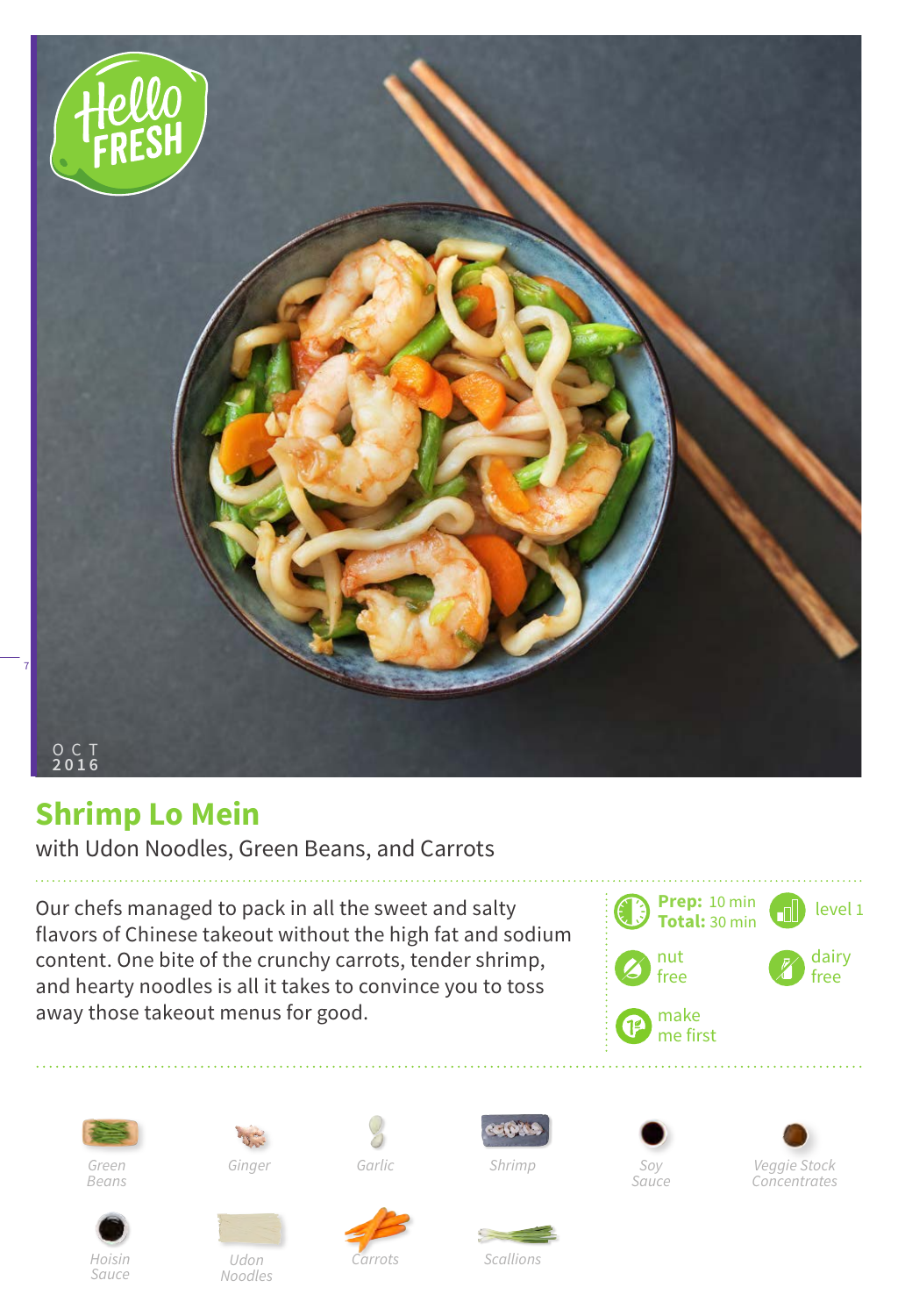OCT
2016

# Shrimp Lo Mein

with Udon Noodles, Green Beans, and Carrots

Our chefs managed to pack in all the sweet and salty flavors of Chinese takeout without the high fat and sodium content. One bite of the crunchy carrots, tender shrimp, and hearty noodles is all it takes to convince you to toss away those takeout menus for good.

**Prep:** 10 min
**Total:** 30 min

level 1

nut free

dairy free

make me first

- Green Beans
- Ginger
- Garlic
- Shrimp
- Soy Sauce
- Veggie Stock Concentrates
- Hoisin Sauce
- Udon Noodles
- Carrots
- Scallions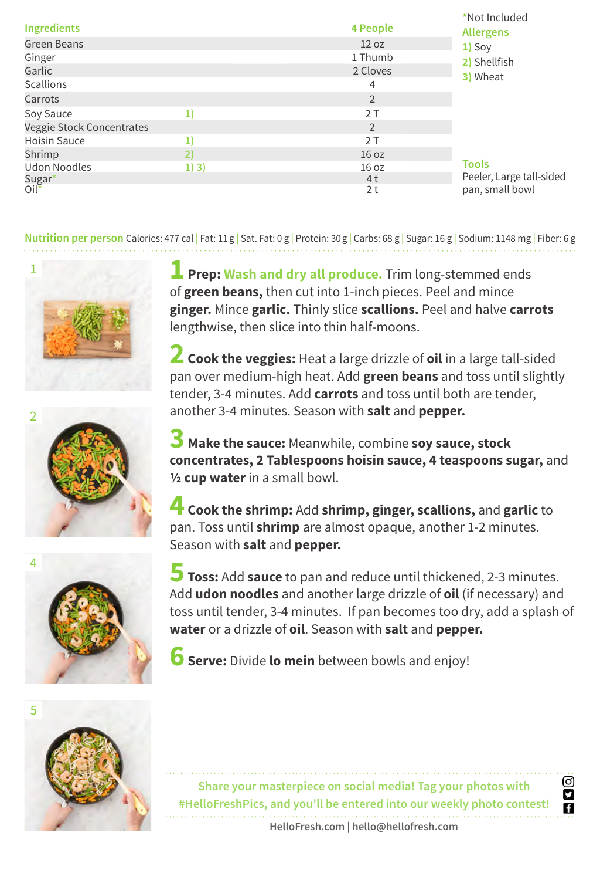| Ingredients | | 4 People |
|---|---|---|
| Green Beans | | 12 oz |
| Ginger | | 1 Thumb |
| Garlic | | 2 Cloves |
| Scallions | | 4 |
| Carrots | | 2 |
| Soy Sauce | 1) | 2 T |
| Veggie Stock Concentrates | | 2 |
| Hoisin Sauce | 1) | 2 T |
| Shrimp | 2) | 16 oz |
| Udon Noodles | 1) 3) | 16 oz |
| Sugar* | | 4 t |
| Oil* | | 2 t |

*Not Included

**Allergens**

1) Soy
2) Shellfish
3) Wheat

**Tools**

Peeler, Large tall-sided pan, small bowl

**Nutrition per person** Calories: 477 cal | Fat: 11 g | Sat. Fat: 0 g | Protein: 30 g | Carbs: 68 g | Sugar: 16 g | Sodium: 1148 mg | Fiber: 6 g

1

2

4

5

**1 Prep: Wash and dry all produce.** Trim long-stemmed ends of **green beans,** then cut into 1-inch pieces. Peel and mince **ginger.** Mince **garlic.** Thinly slice **scallions.** Peel and halve **carrots** lengthwise, then slice into thin half-moons.

**2 Cook the veggies:** Heat a large drizzle of **oil** in a large tall-sided pan over medium-high heat. Add **green beans** and toss until slightly tender, 3-4 minutes. Add **carrots** and toss until both are tender, another 3-4 minutes. Season with **salt** and **pepper.**

**3 Make the sauce:** Meanwhile, combine **soy sauce, stock concentrates, 2 Tablespoons hoisin sauce, 4 teaspoons sugar,** and **½ cup water** in a small bowl.

**4 Cook the shrimp:** Add **shrimp, ginger, scallions,** and **garlic** to pan. Toss until **shrimp** are almost opaque, another 1-2 minutes. Season with **salt** and **pepper.**

**5 Toss:** Add **sauce** to pan and reduce until thickened, 2-3 minutes. Add **udon noodles** and another large drizzle of **oil** (if necessary) and toss until tender, 3-4 minutes. If pan becomes too dry, add a splash of **water** or a drizzle of **oil**. Season with **salt** and **pepper.**

**6 Serve:** Divide **lo mein** between bowls and enjoy!

Share your masterpiece on social media! Tag your photos with #HelloFreshPics, and you'll be entered into our weekly photo contest!

HelloFresh.com | hello@hellofresh.com